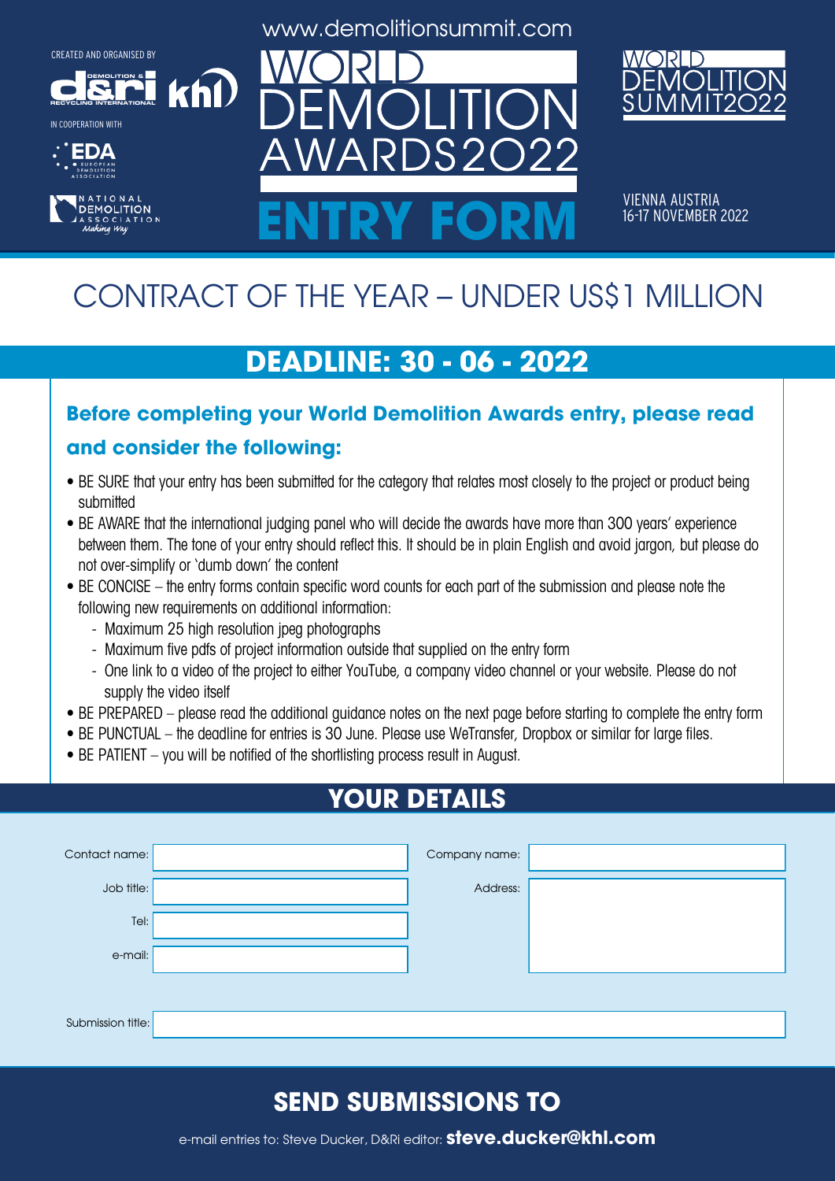CREATED AND ORGANISED BY

D&Ri Demolition & Recycling International · KHL

IN COOPERATION WITH

EDA European Demolition Association

National Demolition Association – Making Way

www.demolitionsummit.com

# WORLD DEMOLITION AWARDS2022

# ENTRY FORM

WORLD DEMOLITION SUMMIT2022

VIENNA AUSTRIA
16-17 NOVEMBER 2022

## CONTRACT OF THE YEAR – UNDER US$1 MILLION

## DEADLINE: 30 - 06 - 2022

### Before completing your World Demolition Awards entry, please read and consider the following:

- BE SURE that your entry has been submitted for the category that relates most closely to the project or product being submitted
- BE AWARE that the international judging panel who will decide the awards have more than 300 years' experience between them. The tone of your entry should reflect this. It should be in plain English and avoid jargon, but please do not over-simplify or 'dumb down' the content
- BE CONCISE – the entry forms contain specific word counts for each part of the submission and please note the following new requirements on additional information:
  - Maximum 25 high resolution jpeg photographs
  - Maximum five pdfs of project information outside that supplied on the entry form
  - One link to a video of the project to either YouTube, a company video channel or your website. Please do not supply the video itself
- BE PREPARED – please read the additional guidance notes on the next page before starting to complete the entry form
- BE PUNCTUAL – the deadline for entries is 30 June. Please use WeTransfer, Dropbox or similar for large files.
- BE PATIENT – you will be notified of the shortlisting process result in August.

## YOUR DETAILS

| | | | |
|---|---|---|---|
| Contact name: | | Company name: | |
| Job title: | | Address: | |
| Tel: | | | |
| e-mail: | | | |
| Submission title: | | | |

## SEND SUBMISSIONS TO

e-mail entries to: Steve Ducker, D&Ri editor: **steve.ducker@khl.com**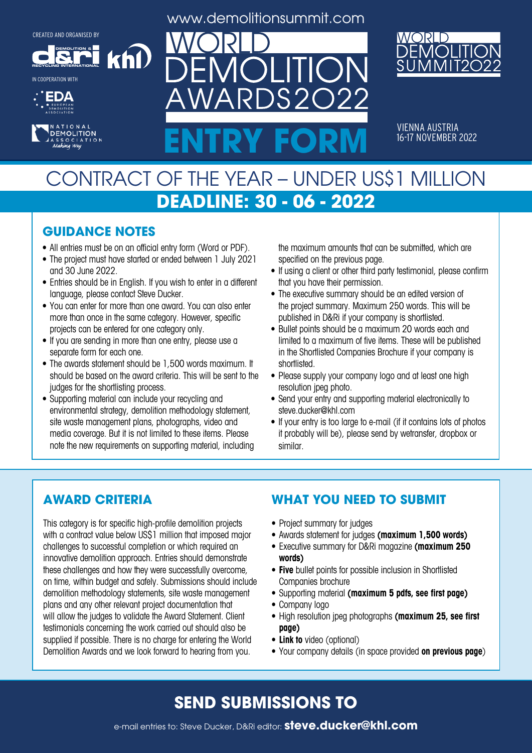CREATED AND ORGANISED BY

IN COOPERATION WITH

www.demolitionsummit.com

# WORLD DEMOLITION AWARDS2022

# ENTRY FORM

WORLD DEMOLITION SUMMIT2022

VIENNA AUSTRIA
16-17 NOVEMBER 2022

# CONTRACT OF THE YEAR – UNDER US$1 MILLION

## DEADLINE: 30 - 06 - 2022

## GUIDANCE NOTES

- All entries must be on an official entry form (Word or PDF).
- The project must have started or ended between 1 July 2021 and 30 June 2022.
- Entries should be in English. If you wish to enter in a different language, please contact Steve Ducker.
- You can enter for more than one award. You can also enter more than once in the same category. However, specific projects can be entered for one category only.
- If you are sending in more than one entry, please use a separate form for each one.
- The awards statement should be 1,500 words maximum. It should be based on the award criteria. This will be sent to the judges for the shortlisting process.
- Supporting material can include your recycling and environmental strategy, demolition methodology statement, site waste management plans, photographs, video and media coverage. But it is not limited to these items. Please note the new requirements on supporting material, including the maximum amounts that can be submitted, which are specified on the previous page.
- If using a client or other third party testimonial, please confirm that you have their permission.
- The executive summary should be an edited version of the project summary. Maximum 250 words. This will be published in D&Ri if your company is shortlisted.
- Bullet points should be a maximum 20 words each and limited to a maximum of five items. These will be published in the Shortlisted Companies Brochure if your company is shortlisted.
- Please supply your company logo and at least one high resolution jpeg photo.
- Send your entry and supporting material electronically to steve.ducker@khl.com
- If your entry is too large to e-mail (if it contains lots of photos it probably will be), please send by wetransfer, dropbox or similar.

## AWARD CRITERIA

This category is for specific high-profile demolition projects with a contract value below US$1 million that imposed major challenges to successful completion or which required an innovative demolition approach. Entries should demonstrate these challenges and how they were successfully overcome, on time, within budget and safely. Submissions should include demolition methodology statements, site waste management plans and any other relevant project documentation that will allow the judges to validate the Award Statement. Client testimonials concerning the work carried out should also be supplied if possible. There is no charge for entering the World Demolition Awards and we look forward to hearing from you.

## WHAT YOU NEED TO SUBMIT

- Project summary for judges
- Awards statement for judges **(maximum 1,500 words)**
- Executive summary for D&Ri magazine **(maximum 250 words)**
- **Five** bullet points for possible inclusion in Shortlisted Companies brochure
- Supporting material **(maximum 5 pdfs, see first page)**
- Company logo
- High resolution jpeg photographs **(maximum 25, see first page)**
- **Link to** video (optional)
- Your company details (in space provided **on previous page**)

## SEND SUBMISSIONS TO

e-mail entries to: Steve Ducker, D&Ri editor: **steve.ducker@khl.com**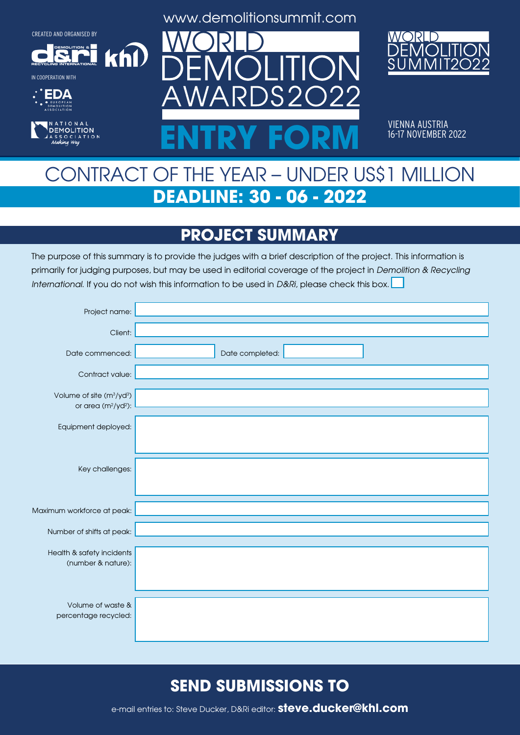CREATED AND ORGANISED BY

IN COOPERATION WITH

www.demolitionsummit.com

# WORLD DEMOLITION AWARDS2022

# ENTRY FORM

WORLD DEMOLITION SUMMIT2022

VIENNA AUSTRIA
16-17 NOVEMBER 2022

## CONTRACT OF THE YEAR – UNDER US$1 MILLION

**DEADLINE: 30 - 06 - 2022**

## PROJECT SUMMARY

The purpose of this summary is to provide the judges with a brief description of the project. This information is primarily for judging purposes, but may be used in editorial coverage of the project in *Demolition & Recycling International.* If you do not wish this information to be used in *D&Ri,* please check this box. ☐

| | |
|---|---|
| Project name: | |
| Client: | |
| Date commenced: | Date completed: |
| Contract value: | |
| Volume of site ($m^3$/$yd^3$) or area ($m^2$/$yd^2$): | |
| Equipment deployed: | |
| Key challenges: | |
| Maximum workforce at peak: | |
| Number of shifts at peak: | |
| Health & safety incidents (number & nature): | |
| Volume of waste & percentage recycled: | |

## SEND SUBMISSIONS TO

e-mail entries to: Steve Ducker, D&Ri editor: **steve.ducker@khl.com**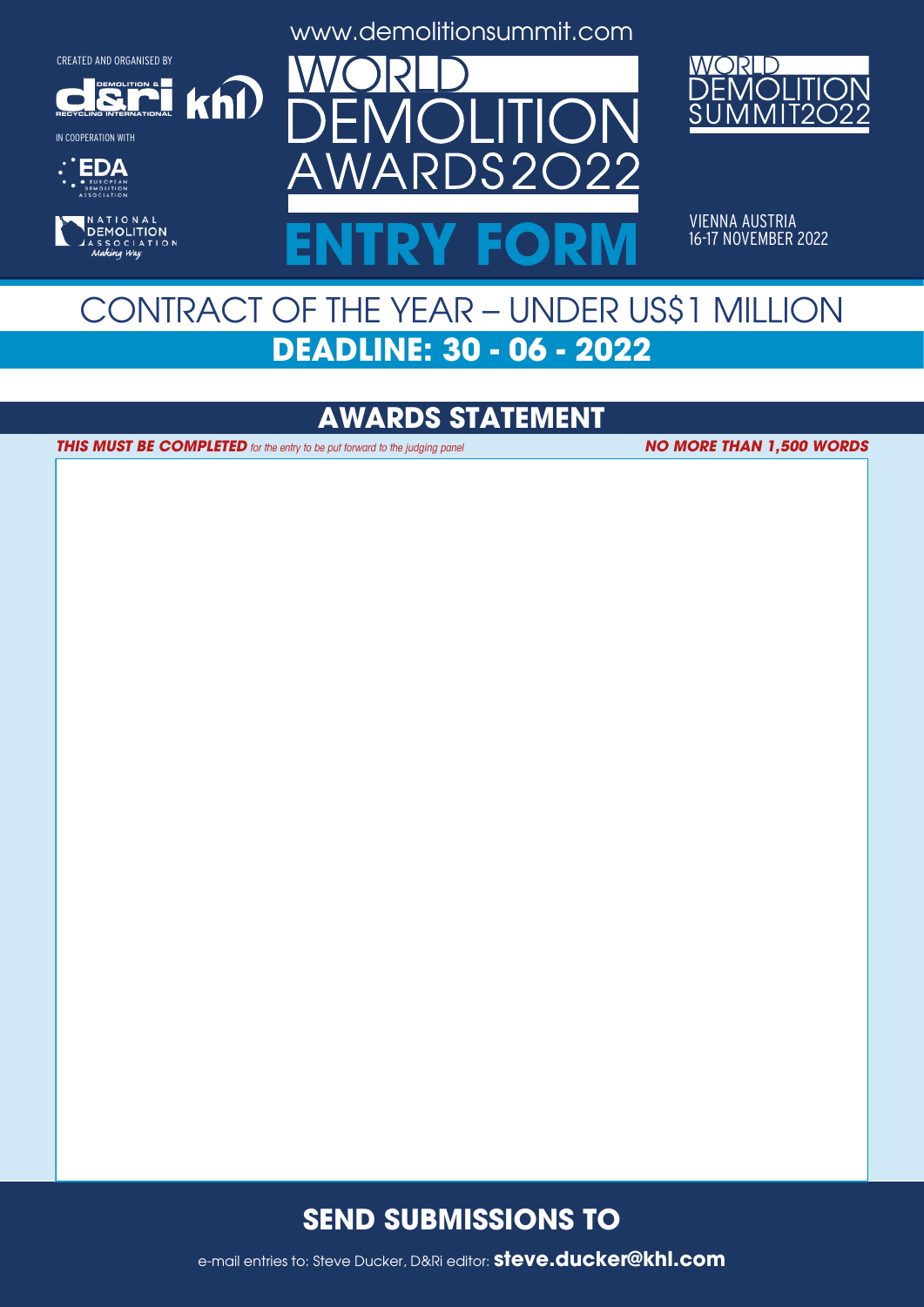www.demolitionsummit.com

CREATED AND ORGANISED BY

IN COOPERATION WITH

# WORLD DEMOLITION AWARDS2022

# ENTRY FORM

WORLD DEMOLITION SUMMIT2022

VIENNA AUSTRIA
16-17 NOVEMBER 2022

## CONTRACT OF THE YEAR – UNDER US$1 MILLION

## DEADLINE: 30 - 06 - 2022

## AWARDS STATEMENT

***THIS MUST BE COMPLETED** for the entry to be put forward to the judging panel*

***NO MORE THAN 1,500 WORDS***

## SEND SUBMISSIONS TO

e-mail entries to: Steve Ducker, D&Ri editor: **steve.ducker@khl.com**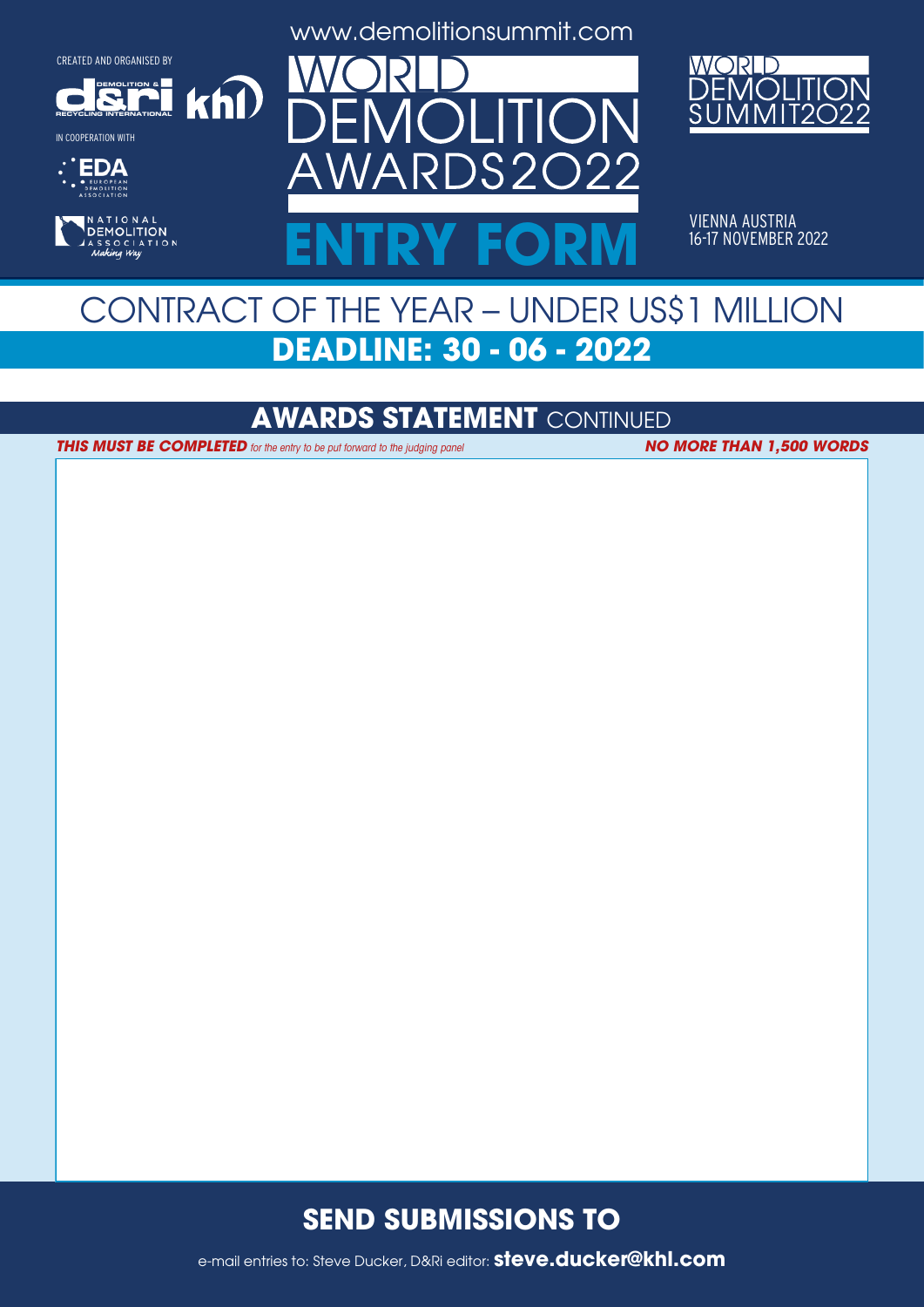CREATED AND ORGANISED BY

IN COOPERATION WITH

www.demolitionsummit.com

# WORLD DEMOLITION AWARDS2022

# ENTRY FORM

WORLD DEMOLITION SUMMIT2022

VIENNA AUSTRIA
16-17 NOVEMBER 2022

## CONTRACT OF THE YEAR – UNDER US$1 MILLION

**DEADLINE: 30 - 06 - 2022**

## AWARDS STATEMENT CONTINUED

***THIS MUST BE COMPLETED*** *for the entry to be put forward to the judging panel* ***NO MORE THAN 1,500 WORDS***

## SEND SUBMISSIONS TO

e-mail entries to: Steve Ducker, D&Ri editor: **steve.ducker@khl.com**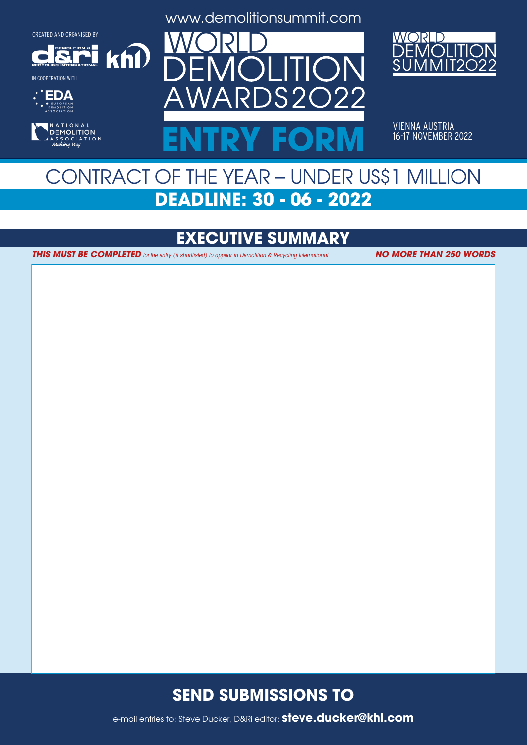CREATED AND ORGANISED BY

IN COOPERATION WITH

www.demolitionsummit.com

# WORLD DEMOLITION AWARDS2022

# ENTRY FORM

WORLD DEMOLITION SUMMIT2022

VIENNA AUSTRIA
16-17 NOVEMBER 2022

## CONTRACT OF THE YEAR – UNDER US$1 MILLION

**DEADLINE: 30 - 06 - 2022**

## EXECUTIVE SUMMARY

***THIS MUST BE COMPLETED*** *for the entry (if shortlisted) to appear in Demolition & Recycling International* ***NO MORE THAN 250 WORDS***

## SEND SUBMISSIONS TO

e-mail entries to: Steve Ducker, D&Ri editor: **steve.ducker@khl.com**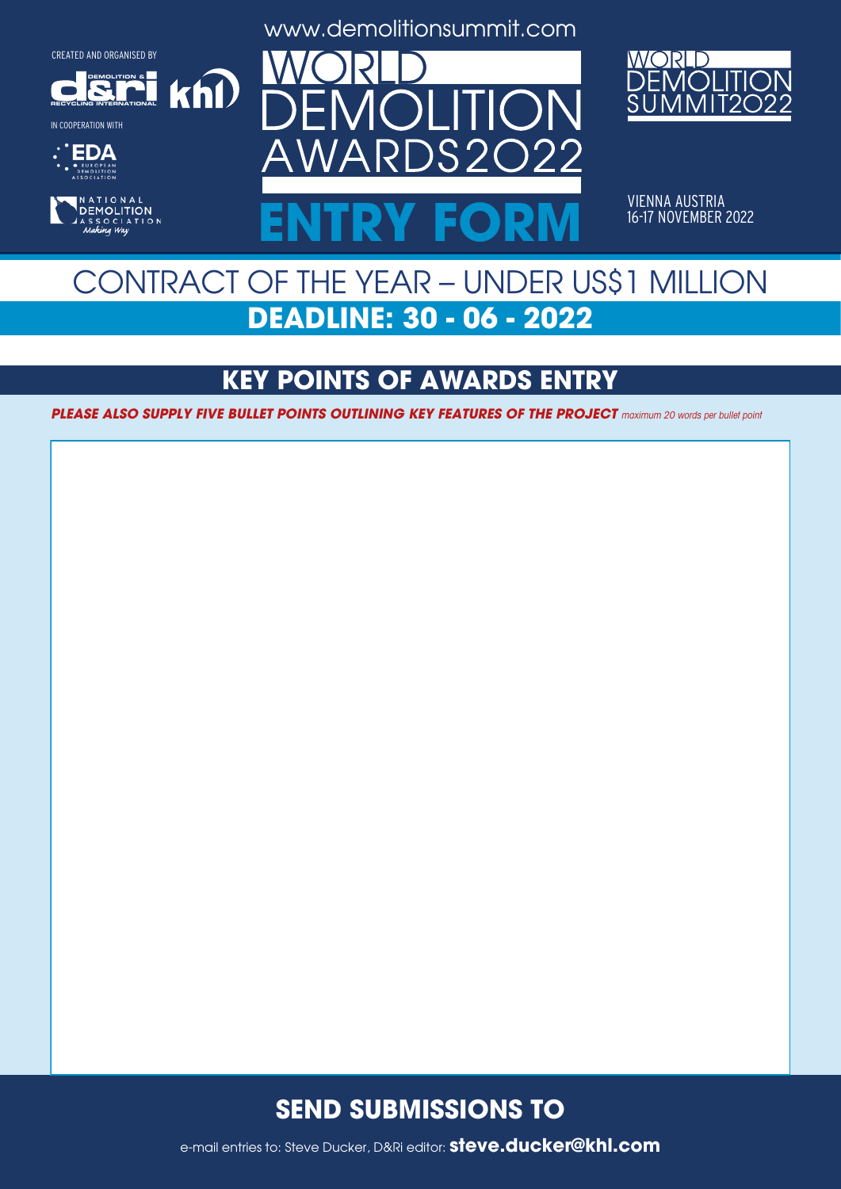CREATED AND ORGANISED BY

IN COOPERATION WITH

www.demolitionsummit.com

# WORLD DEMOLITION AWARDS2022

# ENTRY FORM

WORLD DEMOLITION SUMMIT2022

VIENNA AUSTRIA
16-17 NOVEMBER 2022

## CONTRACT OF THE YEAR – UNDER US$1 MILLION

**DEADLINE: 30 - 06 - 2022**

## KEY POINTS OF AWARDS ENTRY

***PLEASE ALSO SUPPLY FIVE BULLET POINTS OUTLINING KEY FEATURES OF THE PROJECT*** *maximum 20 words per bullet point*

## SEND SUBMISSIONS TO

e-mail entries to: Steve Ducker, D&Ri editor: **steve.ducker@khl.com**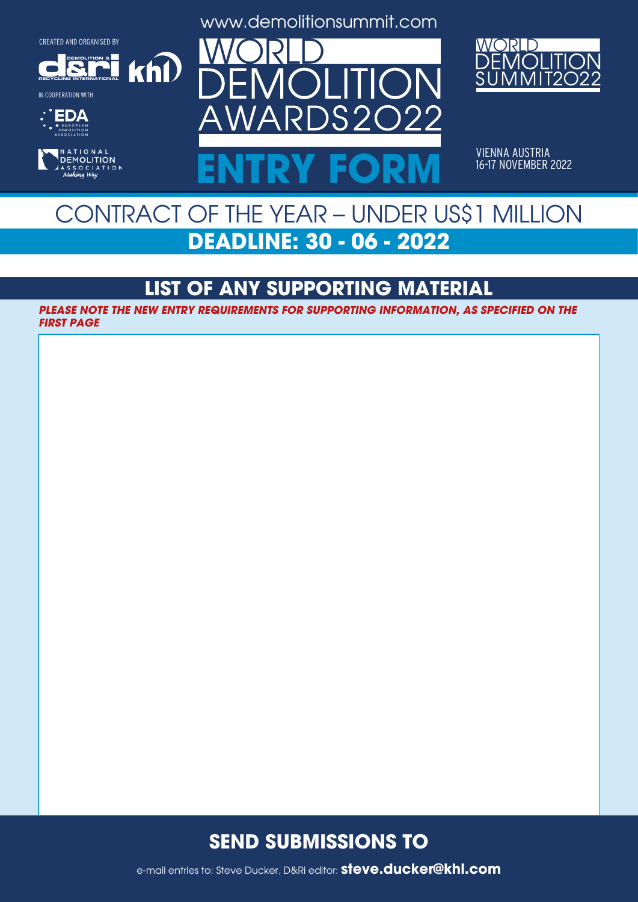www.demolitionsummit.com

CREATED AND ORGANISED BY

IN COOPERATION WITH

# WORLD DEMOLITION AWARDS2022

# ENTRY FORM

WORLD DEMOLITION SUMMIT2022

VIENNA AUSTRIA
16-17 NOVEMBER 2022

## CONTRACT OF THE YEAR – UNDER US$1 MILLION

**DEADLINE: 30 - 06 - 2022**

## LIST OF ANY SUPPORTING MATERIAL

***PLEASE NOTE THE NEW ENTRY REQUIREMENTS FOR SUPPORTING INFORMATION, AS SPECIFIED ON THE FIRST PAGE***

## SEND SUBMISSIONS TO

e-mail entries to: Steve Ducker, D&Ri editor: **steve.ducker@khl.com**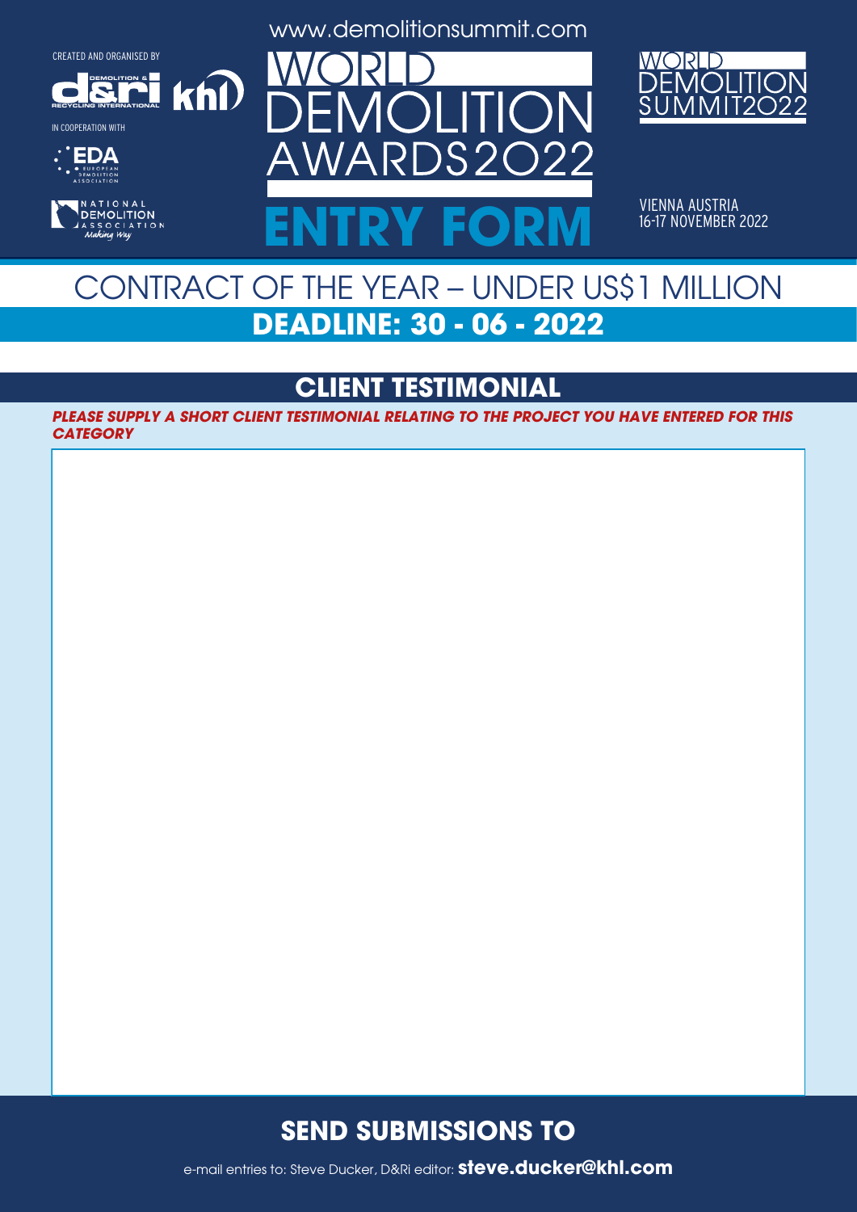www.demolitionsummit.com

CREATED AND ORGANISED BY

IN COOPERATION WITH

# WORLD DEMOLITION AWARDS2022

# ENTRY FORM

WORLD DEMOLITION SUMMIT2022

VIENNA AUSTRIA
16-17 NOVEMBER 2022

## CONTRACT OF THE YEAR – UNDER US$1 MILLION

**DEADLINE: 30 - 06 - 2022**

## CLIENT TESTIMONIAL

***PLEASE SUPPLY A SHORT CLIENT TESTIMONIAL RELATING TO THE PROJECT YOU HAVE ENTERED FOR THIS CATEGORY***

## SEND SUBMISSIONS TO

e-mail entries to: Steve Ducker, D&Ri editor: **steve.ducker@khl.com**